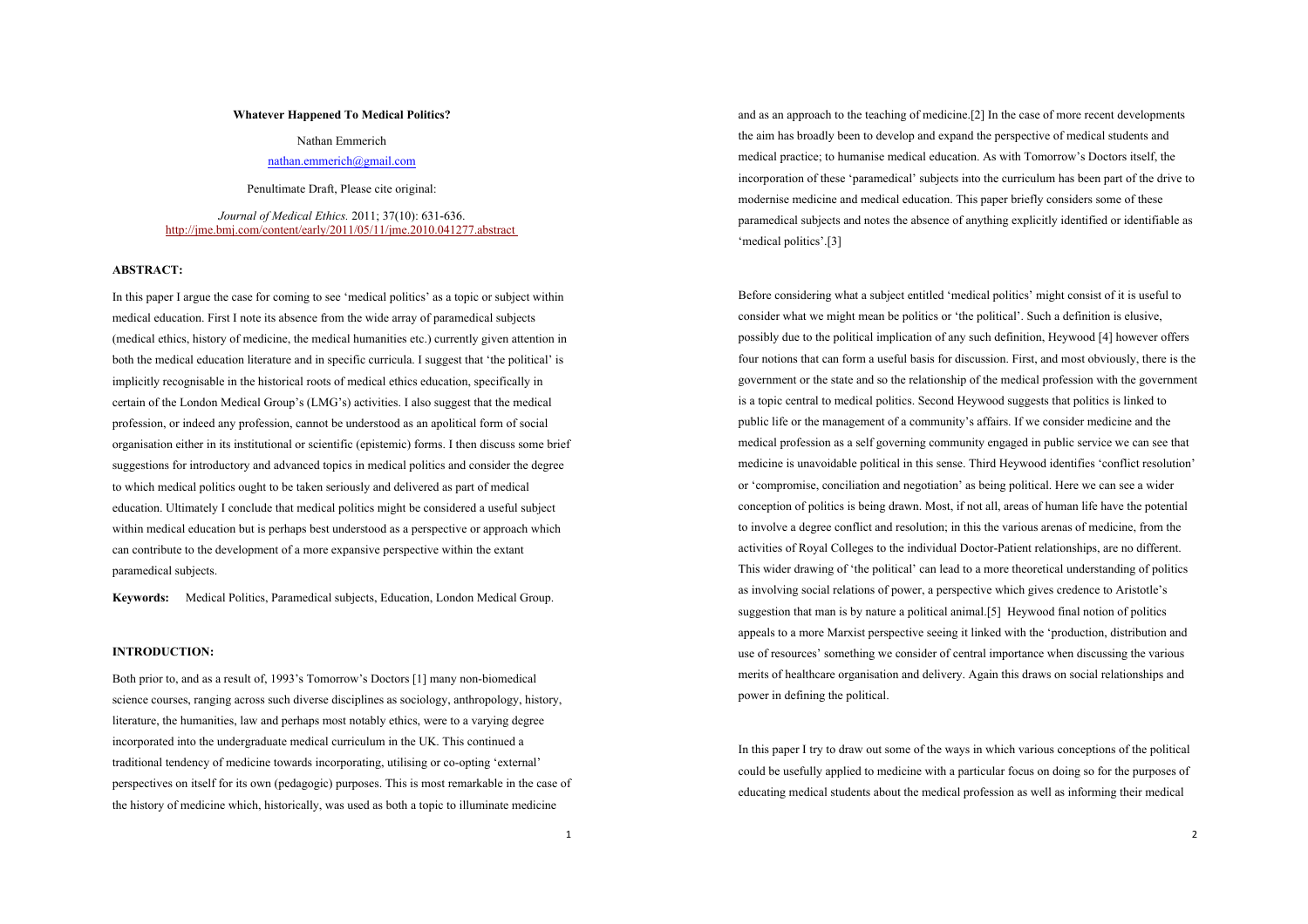**Whatever Happened To Medical Politics?**

Nathan Emmerich

nathan.emmerich@gmail.com

Penultimate Draft, Please cite original:

*Journal of Medical Ethics.* 2011; 37(10): 631-636.
http://jme.bmj.com/content/early/2011/05/11/jme.2010.041277.abstract

**ABSTRACT:**

In this paper I argue the case for coming to see 'medical politics' as a topic or subject within medical education. First I note its absence from the wide array of paramedical subjects (medical ethics, history of medicine, the medical humanities etc.) currently given attention in both the medical education literature and in specific curricula. I suggest that 'the political' is implicitly recognisable in the historical roots of medical ethics education, specifically in certain of the London Medical Group's (LMG's) activities. I also suggest that the medical profession, or indeed any profession, cannot be understood as an apolitical form of social organisation either in its institutional or scientific (epistemic) forms. I then discuss some brief suggestions for introductory and advanced topics in medical politics and consider the degree to which medical politics ought to be taken seriously and delivered as part of medical education. Ultimately I conclude that medical politics might be considered a useful subject within medical education but is perhaps best understood as a perspective or approach which can contribute to the development of a more expansive perspective within the extant paramedical subjects.

**Keywords:** Medical Politics, Paramedical subjects, Education, London Medical Group.

**INTRODUCTION:**

Both prior to, and as a result of, 1993's Tomorrow's Doctors [1] many non-biomedical science courses, ranging across such diverse disciplines as sociology, anthropology, history, literature, the humanities, law and perhaps most notably ethics, were to a varying degree incorporated into the undergraduate medical curriculum in the UK. This continued a traditional tendency of medicine towards incorporating, utilising or co-opting 'external' perspectives on itself for its own (pedagogic) purposes. This is most remarkable in the case of the history of medicine which, historically, was used as both a topic to illuminate medicine and as an approach to the teaching of medicine.[2] In the case of more recent developments the aim has broadly been to develop and expand the perspective of medical students and medical practice; to humanise medical education. As with Tomorrow's Doctors itself, the incorporation of these 'paramedical' subjects into the curriculum has been part of the drive to modernise medicine and medical education. This paper briefly considers some of these paramedical subjects and notes the absence of anything explicitly identified or identifiable as 'medical politics'.[3]

Before considering what a subject entitled 'medical politics' might consist of it is useful to consider what we might mean be politics or 'the political'. Such a definition is elusive, possibly due to the political implication of any such definition, Heywood [4] however offers four notions that can form a useful basis for discussion. First, and most obviously, there is the government or the state and so the relationship of the medical profession with the government is a topic central to medical politics. Second Heywood suggests that politics is linked to public life or the management of a community's affairs. If we consider medicine and the medical profession as a self governing community engaged in public service we can see that medicine is unavoidable political in this sense. Third Heywood identifies 'conflict resolution' or 'compromise, conciliation and negotiation' as being political. Here we can see a wider conception of politics is being drawn. Most, if not all, areas of human life have the potential to involve a degree conflict and resolution; in this the various arenas of medicine, from the activities of Royal Colleges to the individual Doctor-Patient relationships, are no different. This wider drawing of 'the political' can lead to a more theoretical understanding of politics as involving social relations of power, a perspective which gives credence to Aristotle's suggestion that man is by nature a political animal.[5] Heywood final notion of politics appeals to a more Marxist perspective seeing it linked with the 'production, distribution and use of resources' something we consider of central importance when discussing the various merits of healthcare organisation and delivery. Again this draws on social relationships and power in defining the political.

In this paper I try to draw out some of the ways in which various conceptions of the political could be usefully applied to medicine with a particular focus on doing so for the purposes of educating medical students about the medical profession as well as informing their medical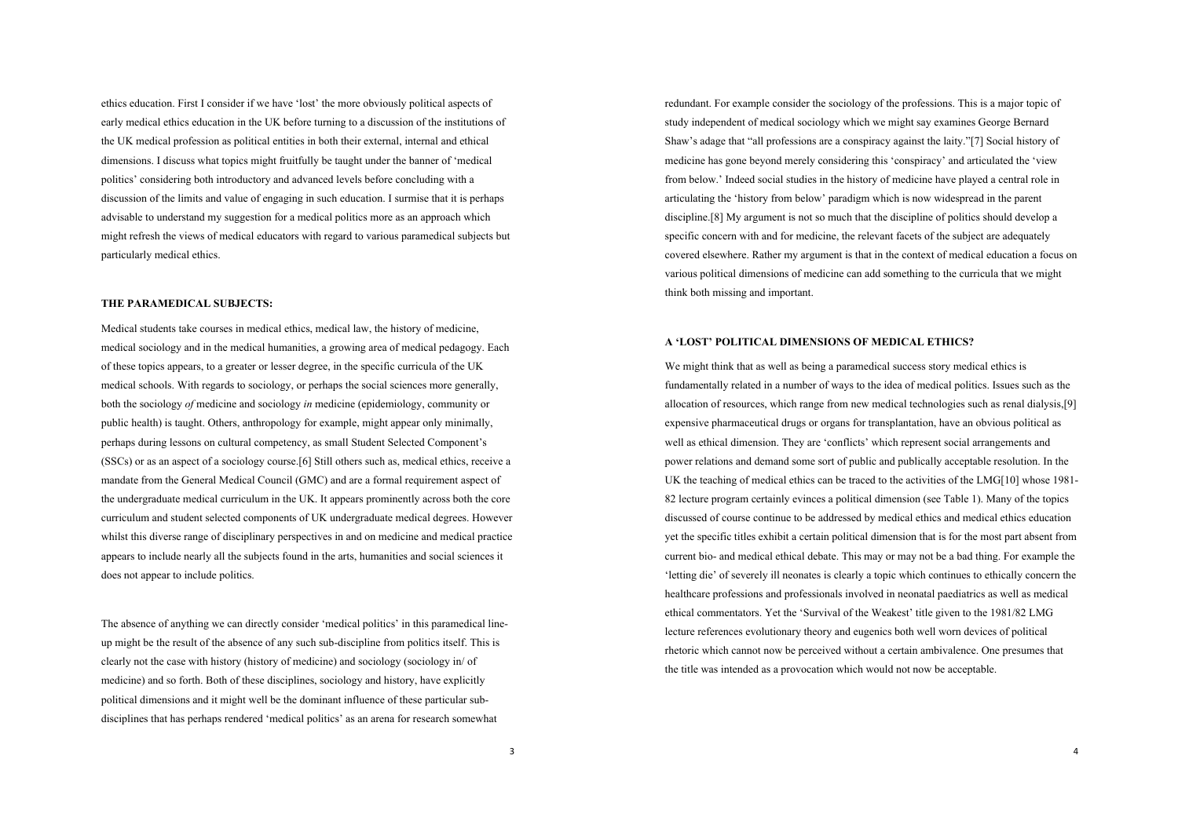ethics education. First I consider if we have 'lost' the more obviously political aspects of early medical ethics education in the UK before turning to a discussion of the institutions of the UK medical profession as political entities in both their external, internal and ethical dimensions. I discuss what topics might fruitfully be taught under the banner of 'medical politics' considering both introductory and advanced levels before concluding with a discussion of the limits and value of engaging in such education. I surmise that it is perhaps advisable to understand my suggestion for a medical politics more as an approach which might refresh the views of medical educators with regard to various paramedical subjects but particularly medical ethics.

## THE PARAMEDICAL SUBJECTS:

Medical students take courses in medical ethics, medical law, the history of medicine, medical sociology and in the medical humanities, a growing area of medical pedagogy. Each of these topics appears, to a greater or lesser degree, in the specific curricula of the UK medical schools. With regards to sociology, or perhaps the social sciences more generally, both the sociology *of* medicine and sociology *in* medicine (epidemiology, community or public health) is taught. Others, anthropology for example, might appear only minimally, perhaps during lessons on cultural competency, as small Student Selected Component's (SSCs) or as an aspect of a sociology course.[6] Still others such as, medical ethics, receive a mandate from the General Medical Council (GMC) and are a formal requirement aspect of the undergraduate medical curriculum in the UK. It appears prominently across both the core curriculum and student selected components of UK undergraduate medical degrees. However whilst this diverse range of disciplinary perspectives in and on medicine and medical practice appears to include nearly all the subjects found in the arts, humanities and social sciences it does not appear to include politics.

The absence of anything we can directly consider 'medical politics' in this paramedical line-up might be the result of the absence of any such sub-discipline from politics itself. This is clearly not the case with history (history of medicine) and sociology (sociology in/ of medicine) and so forth. Both of these disciplines, sociology and history, have explicitly political dimensions and it might well be the dominant influence of these particular sub-disciplines that has perhaps rendered 'medical politics' as an arena for research somewhat redundant. For example consider the sociology of the professions. This is a major topic of study independent of medical sociology which we might say examines George Bernard Shaw's adage that "all professions are a conspiracy against the laity."[7] Social history of medicine has gone beyond merely considering this 'conspiracy' and articulated the 'view from below.' Indeed social studies in the history of medicine have played a central role in articulating the 'history from below' paradigm which is now widespread in the parent discipline.[8] My argument is not so much that the discipline of politics should develop a specific concern with and for medicine, the relevant facets of the subject are adequately covered elsewhere. Rather my argument is that in the context of medical education a focus on various political dimensions of medicine can add something to the curricula that we might think both missing and important.

## A 'LOST' POLITICAL DIMENSIONS OF MEDICAL ETHICS?

We might think that as well as being a paramedical success story medical ethics is fundamentally related in a number of ways to the idea of medical politics. Issues such as the allocation of resources, which range from new medical technologies such as renal dialysis,[9] expensive pharmaceutical drugs or organs for transplantation, have an obvious political as well as ethical dimension. They are 'conflicts' which represent social arrangements and power relations and demand some sort of public and publically acceptable resolution. In the UK the teaching of medical ethics can be traced to the activities of the LMG[10] whose 1981-82 lecture program certainly evinces a political dimension (see Table 1). Many of the topics discussed of course continue to be addressed by medical ethics and medical ethics education yet the specific titles exhibit a certain political dimension that is for the most part absent from current bio- and medical ethical debate. This may or may not be a bad thing. For example the 'letting die' of severely ill neonates is clearly a topic which continues to ethically concern the healthcare professions and professionals involved in neonatal paediatrics as well as medical ethical commentators. Yet the 'Survival of the Weakest' title given to the 1981/82 LMG lecture references evolutionary theory and eugenics both well worn devices of political rhetoric which cannot now be perceived without a certain ambivalence. One presumes that the title was intended as a provocation which would not now be acceptable.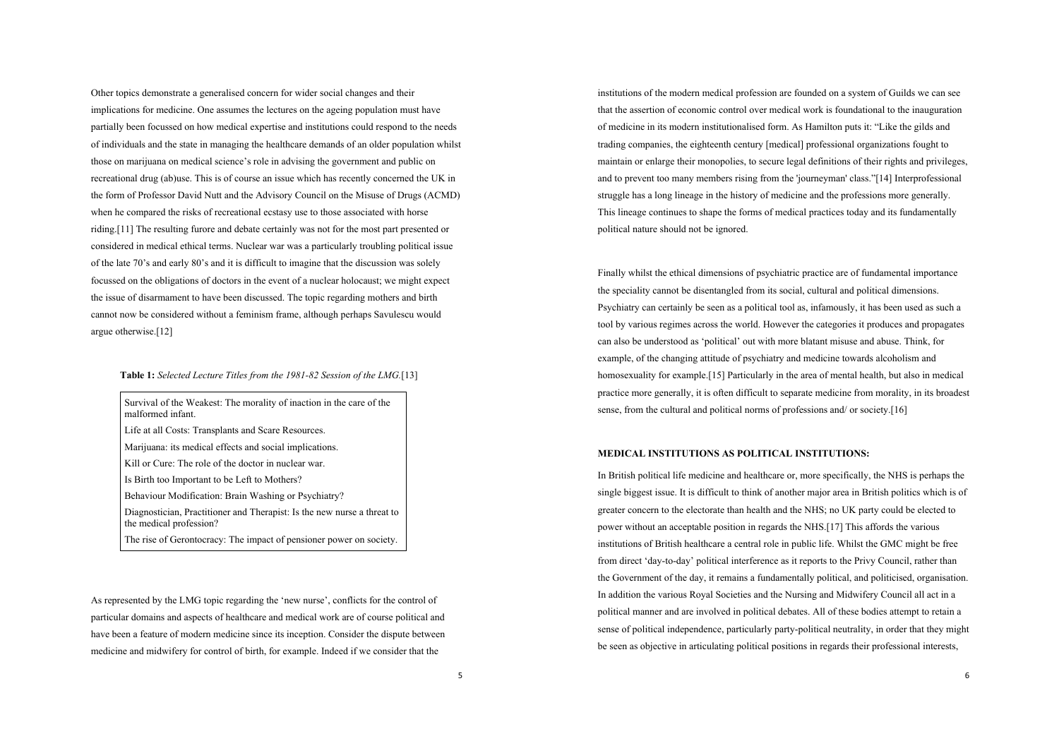Other topics demonstrate a generalised concern for wider social changes and their implications for medicine. One assumes the lectures on the ageing population must have partially been focussed on how medical expertise and institutions could respond to the needs of individuals and the state in managing the healthcare demands of an older population whilst those on marijuana on medical science's role in advising the government and public on recreational drug (ab)use. This is of course an issue which has recently concerned the UK in the form of Professor David Nutt and the Advisory Council on the Misuse of Drugs (ACMD) when he compared the risks of recreational ecstasy use to those associated with horse riding.[11] The resulting furore and debate certainly was not for the most part presented or considered in medical ethical terms. Nuclear war was a particularly troubling political issue of the late 70's and early 80's and it is difficult to imagine that the discussion was solely focussed on the obligations of doctors in the event of a nuclear holocaust; we might expect the issue of disarmament to have been discussed. The topic regarding mothers and birth cannot now be considered without a feminism frame, although perhaps Savulescu would argue otherwise.[12]

**Table 1:** *Selected Lecture Titles from the 1981-82 Session of the LMG.*[13]

| Selected Lecture Titles |
| --- |
| Survival of the Weakest: The morality of inaction in the care of the malformed infant. |
| Life at all Costs: Transplants and Scare Resources. |
| Marijuana: its medical effects and social implications. |
| Kill or Cure: The role of the doctor in nuclear war. |
| Is Birth too Important to be Left to Mothers? |
| Behaviour Modification: Brain Washing or Psychiatry? |
| Diagnostician, Practitioner and Therapist: Is the new nurse a threat to the medical profession? |
| The rise of Gerontocracy: The impact of pensioner power on society. |

As represented by the LMG topic regarding the 'new nurse', conflicts for the control of particular domains and aspects of healthcare and medical work are of course political and have been a feature of modern medicine since its inception. Consider the dispute between medicine and midwifery for control of birth, for example. Indeed if we consider that the institutions of the modern medical profession are founded on a system of Guilds we can see that the assertion of economic control over medical work is foundational to the inauguration of medicine in its modern institutionalised form. As Hamilton puts it: "Like the gilds and trading companies, the eighteenth century [medical] professional organizations fought to maintain or enlarge their monopolies, to secure legal definitions of their rights and privileges, and to prevent too many members rising from the 'journeyman' class."[14] Interprofessional struggle has a long lineage in the history of medicine and the professions more generally. This lineage continues to shape the forms of medical practices today and its fundamentally political nature should not be ignored.

Finally whilst the ethical dimensions of psychiatric practice are of fundamental importance the speciality cannot be disentangled from its social, cultural and political dimensions. Psychiatry can certainly be seen as a political tool as, infamously, it has been used as such a tool by various regimes across the world. However the categories it produces and propagates can also be understood as 'political' out with more blatant misuse and abuse. Think, for example, of the changing attitude of psychiatry and medicine towards alcoholism and homosexuality for example.[15] Particularly in the area of mental health, but also in medical practice more generally, it is often difficult to separate medicine from morality, in its broadest sense, from the cultural and political norms of professions and/ or society.[16]

## MEDICAL INSTITUTIONS AS POLITICAL INSTITUTIONS:

In British political life medicine and healthcare or, more specifically, the NHS is perhaps the single biggest issue. It is difficult to think of another major area in British politics which is of greater concern to the electorate than health and the NHS; no UK party could be elected to power without an acceptable position in regards the NHS.[17] This affords the various institutions of British healthcare a central role in public life. Whilst the GMC might be free from direct 'day-to-day' political interference as it reports to the Privy Council, rather than the Government of the day, it remains a fundamentally political, and politicised, organisation. In addition the various Royal Societies and the Nursing and Midwifery Council all act in a political manner and are involved in political debates. All of these bodies attempt to retain a sense of political independence, particularly party-political neutrality, in order that they might be seen as objective in articulating political positions in regards their professional interests,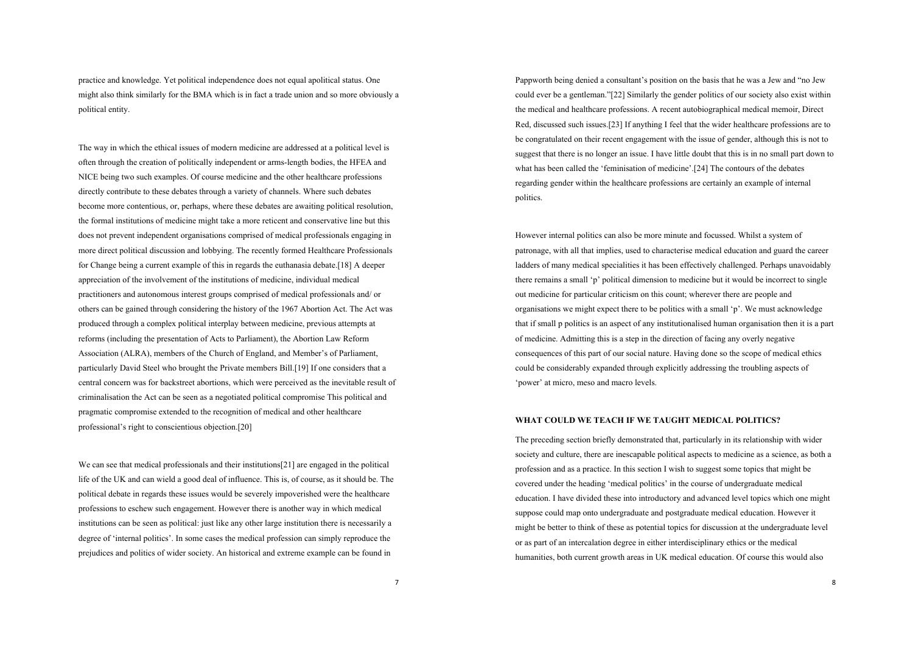practice and knowledge. Yet political independence does not equal apolitical status. One might also think similarly for the BMA which is in fact a trade union and so more obviously a political entity.

The way in which the ethical issues of modern medicine are addressed at a political level is often through the creation of politically independent or arms-length bodies, the HFEA and NICE being two such examples. Of course medicine and the other healthcare professions directly contribute to these debates through a variety of channels. Where such debates become more contentious, or, perhaps, where these debates are awaiting political resolution, the formal institutions of medicine might take a more reticent and conservative line but this does not prevent independent organisations comprised of medical professionals engaging in more direct political discussion and lobbying. The recently formed Healthcare Professionals for Change being a current example of this in regards the euthanasia debate.[18] A deeper appreciation of the involvement of the institutions of medicine, individual medical practitioners and autonomous interest groups comprised of medical professionals and/ or others can be gained through considering the history of the 1967 Abortion Act. The Act was produced through a complex political interplay between medicine, previous attempts at reforms (including the presentation of Acts to Parliament), the Abortion Law Reform Association (ALRA), members of the Church of England, and Member's of Parliament, particularly David Steel who brought the Private members Bill.[19] If one considers that a central concern was for backstreet abortions, which were perceived as the inevitable result of criminalisation the Act can be seen as a negotiated political compromise This political and pragmatic compromise extended to the recognition of medical and other healthcare professional's right to conscientious objection.[20]

We can see that medical professionals and their institutions[21] are engaged in the political life of the UK and can wield a good deal of influence. This is, of course, as it should be. The political debate in regards these issues would be severely impoverished were the healthcare professions to eschew such engagement. However there is another way in which medical institutions can be seen as political: just like any other large institution there is necessarily a degree of 'internal politics'. In some cases the medical profession can simply reproduce the prejudices and politics of wider society. An historical and extreme example can be found in Pappworth being denied a consultant's position on the basis that he was a Jew and "no Jew could ever be a gentleman."[22] Similarly the gender politics of our society also exist within the medical and healthcare professions. A recent autobiographical medical memoir, Direct Red, discussed such issues.[23] If anything I feel that the wider healthcare professions are to be congratulated on their recent engagement with the issue of gender, although this is not to suggest that there is no longer an issue. I have little doubt that this is in no small part down to what has been called the 'feminisation of medicine'.[24] The contours of the debates regarding gender within the healthcare professions are certainly an example of internal politics.

However internal politics can also be more minute and focussed. Whilst a system of patronage, with all that implies, used to characterise medical education and guard the career ladders of many medical specialities it has been effectively challenged. Perhaps unavoidably there remains a small 'p' political dimension to medicine but it would be incorrect to single out medicine for particular criticism on this count; wherever there are people and organisations we might expect there to be politics with a small 'p'. We must acknowledge that if small p politics is an aspect of any institutionalised human organisation then it is a part of medicine. Admitting this is a step in the direction of facing any overly negative consequences of this part of our social nature. Having done so the scope of medical ethics could be considerably expanded through explicitly addressing the troubling aspects of 'power' at micro, meso and macro levels.

## WHAT COULD WE TEACH IF WE TAUGHT MEDICAL POLITICS?

The preceding section briefly demonstrated that, particularly in its relationship with wider society and culture, there are inescapable political aspects to medicine as a science, as both a profession and as a practice. In this section I wish to suggest some topics that might be covered under the heading 'medical politics' in the course of undergraduate medical education. I have divided these into introductory and advanced level topics which one might suppose could map onto undergraduate and postgraduate medical education. However it might be better to think of these as potential topics for discussion at the undergraduate level or as part of an intercalation degree in either interdisciplinary ethics or the medical humanities, both current growth areas in UK medical education. Of course this would also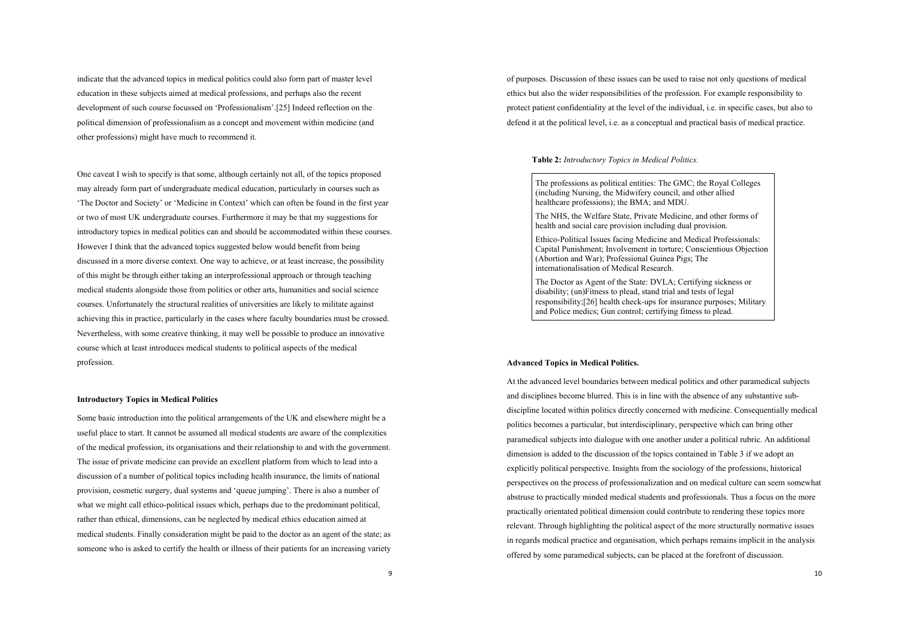indicate that the advanced topics in medical politics could also form part of master level education in these subjects aimed at medical professions, and perhaps also the recent development of such course focussed on 'Professionalism'.[25] Indeed reflection on the political dimension of professionalism as a concept and movement within medicine (and other professions) might have much to recommend it.

One caveat I wish to specify is that some, although certainly not all, of the topics proposed may already form part of undergraduate medical education, particularly in courses such as 'The Doctor and Society' or 'Medicine in Context' which can often be found in the first year or two of most UK undergraduate courses. Furthermore it may be that my suggestions for introductory topics in medical politics can and should be accommodated within these courses. However I think that the advanced topics suggested below would benefit from being discussed in a more diverse context. One way to achieve, or at least increase, the possibility of this might be through either taking an interprofessional approach or through teaching medical students alongside those from politics or other arts, humanities and social science courses. Unfortunately the structural realities of universities are likely to militate against achieving this in practice, particularly in the cases where faculty boundaries must be crossed. Nevertheless, with some creative thinking, it may well be possible to produce an innovative course which at least introduces medical students to political aspects of the medical profession.

### Introductory Topics in Medical Politics

Some basic introduction into the political arrangements of the UK and elsewhere might be a useful place to start. It cannot be assumed all medical students are aware of the complexities of the medical profession, its organisations and their relationship to and with the government. The issue of private medicine can provide an excellent platform from which to lead into a discussion of a number of political topics including health insurance, the limits of national provision, cosmetic surgery, dual systems and 'queue jumping'. There is also a number of what we might call ethico-political issues which, perhaps due to the predominant political, rather than ethical, dimensions, can be neglected by medical ethics education aimed at medical students. Finally consideration might be paid to the doctor as an agent of the state; as someone who is asked to certify the health or illness of their patients for an increasing variety of purposes. Discussion of these issues can be used to raise not only questions of medical ethics but also the wider responsibilities of the profession. For example responsibility to protect patient confidentiality at the level of the individual, i.e. in specific cases, but also to defend it at the political level, i.e. as a conceptual and practical basis of medical practice.

**Table 2:** *Introductory Topics in Medical Politics.*

| |
|---|
| The professions as political entities: The GMC; the Royal Colleges (including Nursing, the Midwifery council, and other allied healthcare professions); the BMA; and MDU. |
| The NHS, the Welfare State, Private Medicine, and other forms of health and social care provision including dual provision. |
| Ethico-Political Issues facing Medicine and Medical Professionals: Capital Punishment; Involvement in torture; Conscientious Objection (Abortion and War); Professional Guinea Pigs; The internationalisation of Medical Research. |
| The Doctor as Agent of the State: DVLA; Certifying sickness or disability; (un)Fitness to plead, stand trial and tests of legal responsibility;[26] health check-ups for insurance purposes; Military and Police medics; Gun control; certifying fitness to plead. |

### Advanced Topics in Medical Politics.

At the advanced level boundaries between medical politics and other paramedical subjects and disciplines become blurred. This is in line with the absence of any substantive sub-discipline located within politics directly concerned with medicine. Consequentially medical politics becomes a particular, but interdisciplinary, perspective which can bring other paramedical subjects into dialogue with one another under a political rubric. An additional dimension is added to the discussion of the topics contained in Table 3 if we adopt an explicitly political perspective. Insights from the sociology of the professions, historical perspectives on the process of professionalization and on medical culture can seem somewhat abstruse to practically minded medical students and professionals. Thus a focus on the more practically orientated political dimension could contribute to rendering these topics more relevant. Through highlighting the political aspect of the more structurally normative issues in regards medical practice and organisation, which perhaps remains implicit in the analysis offered by some paramedical subjects, can be placed at the forefront of discussion.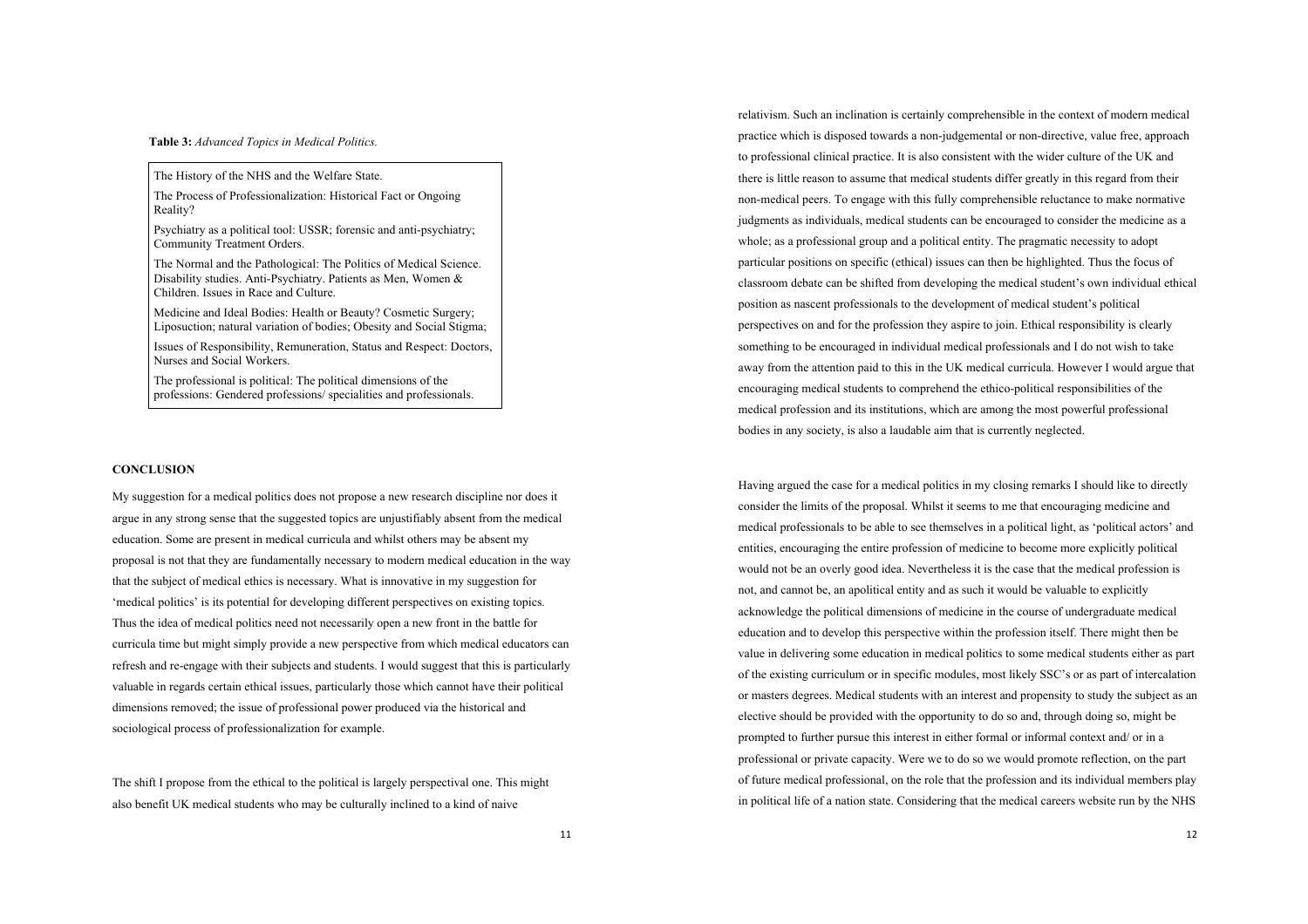**Table 3:** *Advanced Topics in Medical Politics.*

| |
|---|
| The History of the NHS and the Welfare State. |
| The Process of Professionalization: Historical Fact or Ongoing Reality? |
| Psychiatry as a political tool: USSR; forensic and anti-psychiatry; Community Treatment Orders. |
| The Normal and the Pathological: The Politics of Medical Science. Disability studies. Anti-Psychiatry. Patients as Men, Women & Children. Issues in Race and Culture. |
| Medicine and Ideal Bodies: Health or Beauty? Cosmetic Surgery; Liposuction; natural variation of bodies; Obesity and Social Stigma; |
| Issues of Responsibility, Remuneration, Status and Respect: Doctors, Nurses and Social Workers. |
| The professional is political: The political dimensions of the professions: Gendered professions/ specialities and professionals. |

## CONCLUSION

My suggestion for a medical politics does not propose a new research discipline nor does it argue in any strong sense that the suggested topics are unjustifiably absent from the medical education. Some are present in medical curricula and whilst others may be absent my proposal is not that they are fundamentally necessary to modern medical education in the way that the subject of medical ethics is necessary. What is innovative in my suggestion for 'medical politics' is its potential for developing different perspectives on existing topics. Thus the idea of medical politics need not necessarily open a new front in the battle for curricula time but might simply provide a new perspective from which medical educators can refresh and re-engage with their subjects and students. I would suggest that this is particularly valuable in regards certain ethical issues, particularly those which cannot have their political dimensions removed; the issue of professional power produced via the historical and sociological process of professionalization for example.

The shift I propose from the ethical to the political is largely perspectival one. This might also benefit UK medical students who may be culturally inclined to a kind of naive relativism. Such an inclination is certainly comprehensible in the context of modern medical practice which is disposed towards a non-judgemental or non-directive, value free, approach to professional clinical practice. It is also consistent with the wider culture of the UK and there is little reason to assume that medical students differ greatly in this regard from their non-medical peers. To engage with this fully comprehensible reluctance to make normative judgments as individuals, medical students can be encouraged to consider the medicine as a whole; as a professional group and a political entity. The pragmatic necessity to adopt particular positions on specific (ethical) issues can then be highlighted. Thus the focus of classroom debate can be shifted from developing the medical student's own individual ethical position as nascent professionals to the development of medical student's political perspectives on and for the profession they aspire to join. Ethical responsibility is clearly something to be encouraged in individual medical professionals and I do not wish to take away from the attention paid to this in the UK medical curricula. However I would argue that encouraging medical students to comprehend the ethico-political responsibilities of the medical profession and its institutions, which are among the most powerful professional bodies in any society, is also a laudable aim that is currently neglected.

Having argued the case for a medical politics in my closing remarks I should like to directly consider the limits of the proposal. Whilst it seems to me that encouraging medicine and medical professionals to be able to see themselves in a political light, as 'political actors' and entities, encouraging the entire profession of medicine to become more explicitly political would not be an overly good idea. Nevertheless it is the case that the medical profession is not, and cannot be, an apolitical entity and as such it would be valuable to explicitly acknowledge the political dimensions of medicine in the course of undergraduate medical education and to develop this perspective within the profession itself. There might then be value in delivering some education in medical politics to some medical students either as part of the existing curriculum or in specific modules, most likely SSC's or as part of intercalation or masters degrees. Medical students with an interest and propensity to study the subject as an elective should be provided with the opportunity to do so and, through doing so, might be prompted to further pursue this interest in either formal or informal context and/ or in a professional or private capacity. Were we to do so we would promote reflection, on the part of future medical professional, on the role that the profession and its individual members play in political life of a nation state. Considering that the medical careers website run by the NHS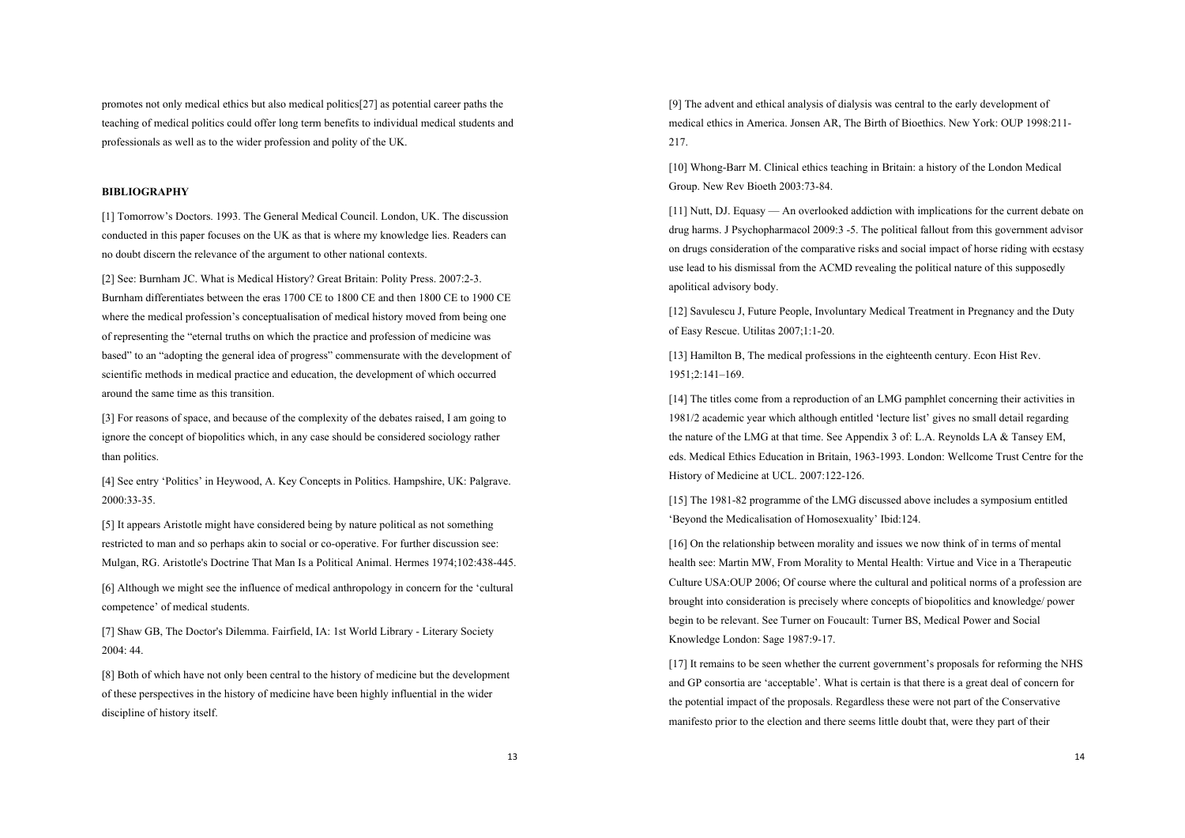promotes not only medical ethics but also medical politics[27] as potential career paths the teaching of medical politics could offer long term benefits to individual medical students and professionals as well as to the wider profession and polity of the UK.

**BIBLIOGRAPHY**

[1] Tomorrow's Doctors. 1993. The General Medical Council. London, UK. The discussion conducted in this paper focuses on the UK as that is where my knowledge lies. Readers can no doubt discern the relevance of the argument to other national contexts.

[2] See: Burnham JC. What is Medical History? Great Britain: Polity Press. 2007:2-3. Burnham differentiates between the eras 1700 CE to 1800 CE and then 1800 CE to 1900 CE where the medical profession's conceptualisation of medical history moved from being one of representing the "eternal truths on which the practice and profession of medicine was based" to an "adopting the general idea of progress" commensurate with the development of scientific methods in medical practice and education, the development of which occurred around the same time as this transition.

[3] For reasons of space, and because of the complexity of the debates raised, I am going to ignore the concept of biopolitics which, in any case should be considered sociology rather than politics.

[4] See entry 'Politics' in Heywood, A. Key Concepts in Politics. Hampshire, UK: Palgrave. 2000:33-35.

[5] It appears Aristotle might have considered being by nature political as not something restricted to man and so perhaps akin to social or co-operative. For further discussion see: Mulgan, RG. Aristotle's Doctrine That Man Is a Political Animal. Hermes 1974;102:438-445.

[6] Although we might see the influence of medical anthropology in concern for the 'cultural competence' of medical students.

[7] Shaw GB, The Doctor's Dilemma. Fairfield, IA: 1st World Library - Literary Society 2004: 44.

[8] Both of which have not only been central to the history of medicine but the development of these perspectives in the history of medicine have been highly influential in the wider discipline of history itself.

[9] The advent and ethical analysis of dialysis was central to the early development of medical ethics in America. Jonsen AR, The Birth of Bioethics. New York: OUP 1998:211-217.

[10] Whong-Barr M. Clinical ethics teaching in Britain: a history of the London Medical Group. New Rev Bioeth 2003:73-84.

[11] Nutt, DJ. Equasy — An overlooked addiction with implications for the current debate on drug harms. J Psychopharmacol 2009:3 -5. The political fallout from this government advisor on drugs consideration of the comparative risks and social impact of horse riding with ecstasy use lead to his dismissal from the ACMD revealing the political nature of this supposedly apolitical advisory body.

[12] Savulescu J, Future People, Involuntary Medical Treatment in Pregnancy and the Duty of Easy Rescue. Utilitas 2007;1:1-20.

[13] Hamilton B, The medical professions in the eighteenth century. Econ Hist Rev. 1951;2:141–169.

[14] The titles come from a reproduction of an LMG pamphlet concerning their activities in 1981/2 academic year which although entitled 'lecture list' gives no small detail regarding the nature of the LMG at that time. See Appendix 3 of: L.A. Reynolds LA & Tansey EM, eds. Medical Ethics Education in Britain, 1963-1993. London: Wellcome Trust Centre for the History of Medicine at UCL. 2007:122-126.

[15] The 1981-82 programme of the LMG discussed above includes a symposium entitled 'Beyond the Medicalisation of Homosexuality' Ibid:124.

[16] On the relationship between morality and issues we now think of in terms of mental health see: Martin MW, From Morality to Mental Health: Virtue and Vice in a Therapeutic Culture USA:OUP 2006; Of course where the cultural and political norms of a profession are brought into consideration is precisely where concepts of biopolitics and knowledge/ power begin to be relevant. See Turner on Foucault: Turner BS, Medical Power and Social Knowledge London: Sage 1987:9-17.

[17] It remains to be seen whether the current government's proposals for reforming the NHS and GP consortia are 'acceptable'. What is certain is that there is a great deal of concern for the potential impact of the proposals. Regardless these were not part of the Conservative manifesto prior to the election and there seems little doubt that, were they part of their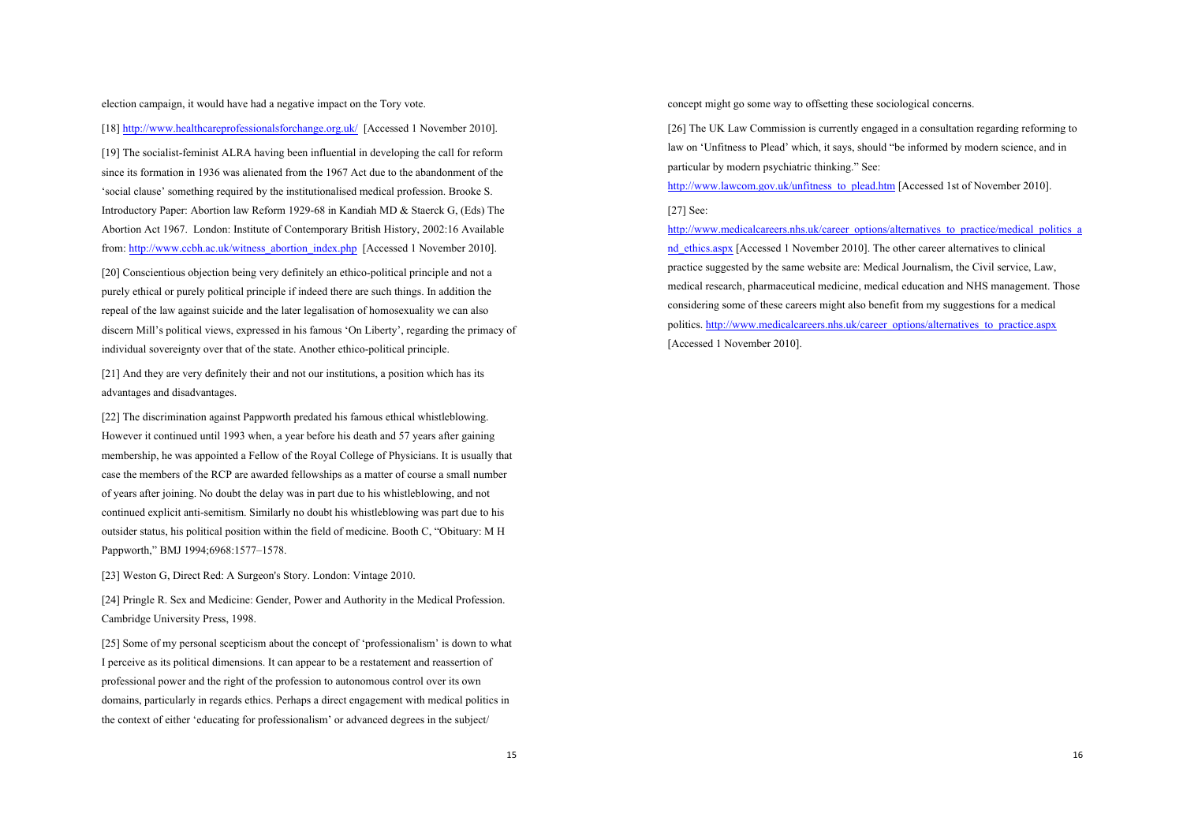election campaign, it would have had a negative impact on the Tory vote.

[18] http://www.healthcareprofessionalsforchange.org.uk/ [Accessed 1 November 2010].

[19] The socialist-feminist ALRA having been influential in developing the call for reform since its formation in 1936 was alienated from the 1967 Act due to the abandonment of the 'social clause' something required by the institutionalised medical profession. Brooke S. Introductory Paper: Abortion law Reform 1929-68 in Kandiah MD & Staerck G, (Eds) The Abortion Act 1967. London: Institute of Contemporary British History, 2002:16 Available from: http://www.ccbh.ac.uk/witness_abortion_index.php [Accessed 1 November 2010].

[20] Conscientious objection being very definitely an ethico-political principle and not a purely ethical or purely political principle if indeed there are such things. In addition the repeal of the law against suicide and the later legalisation of homosexuality we can also discern Mill's political views, expressed in his famous 'On Liberty', regarding the primacy of individual sovereignty over that of the state. Another ethico-political principle.

[21] And they are very definitely their and not our institutions, a position which has its advantages and disadvantages.

[22] The discrimination against Pappworth predated his famous ethical whistleblowing. However it continued until 1993 when, a year before his death and 57 years after gaining membership, he was appointed a Fellow of the Royal College of Physicians. It is usually that case the members of the RCP are awarded fellowships as a matter of course a small number of years after joining. No doubt the delay was in part due to his whistleblowing, and not continued explicit anti-semitism. Similarly no doubt his whistleblowing was part due to his outsider status, his political position within the field of medicine. Booth C, "Obituary: M H Pappworth," BMJ 1994;6968:1577–1578.

[23] Weston G, Direct Red: A Surgeon's Story. London: Vintage 2010.

[24] Pringle R. Sex and Medicine: Gender, Power and Authority in the Medical Profession. Cambridge University Press, 1998.

[25] Some of my personal scepticism about the concept of 'professionalism' is down to what I perceive as its political dimensions. It can appear to be a restatement and reassertion of professional power and the right of the profession to autonomous control over its own domains, particularly in regards ethics. Perhaps a direct engagement with medical politics in the context of either 'educating for professionalism' or advanced degrees in the subject/ concept might go some way to offsetting these sociological concerns.

[26] The UK Law Commission is currently engaged in a consultation regarding reforming to law on 'Unfitness to Plead' which, it says, should "be informed by modern science, and in particular by modern psychiatric thinking." See: http://www.lawcom.gov.uk/unfitness_to_plead.htm [Accessed 1st of November 2010].

[27] See: http://www.medicalcareers.nhs.uk/career_options/alternatives_to_practice/medical_politics_and_ethics.aspx [Accessed 1 November 2010]. The other career alternatives to clinical practice suggested by the same website are: Medical Journalism, the Civil service, Law, medical research, pharmaceutical medicine, medical education and NHS management. Those considering some of these careers might also benefit from my suggestions for a medical politics. http://www.medicalcareers.nhs.uk/career_options/alternatives_to_practice.aspx [Accessed 1 November 2010].